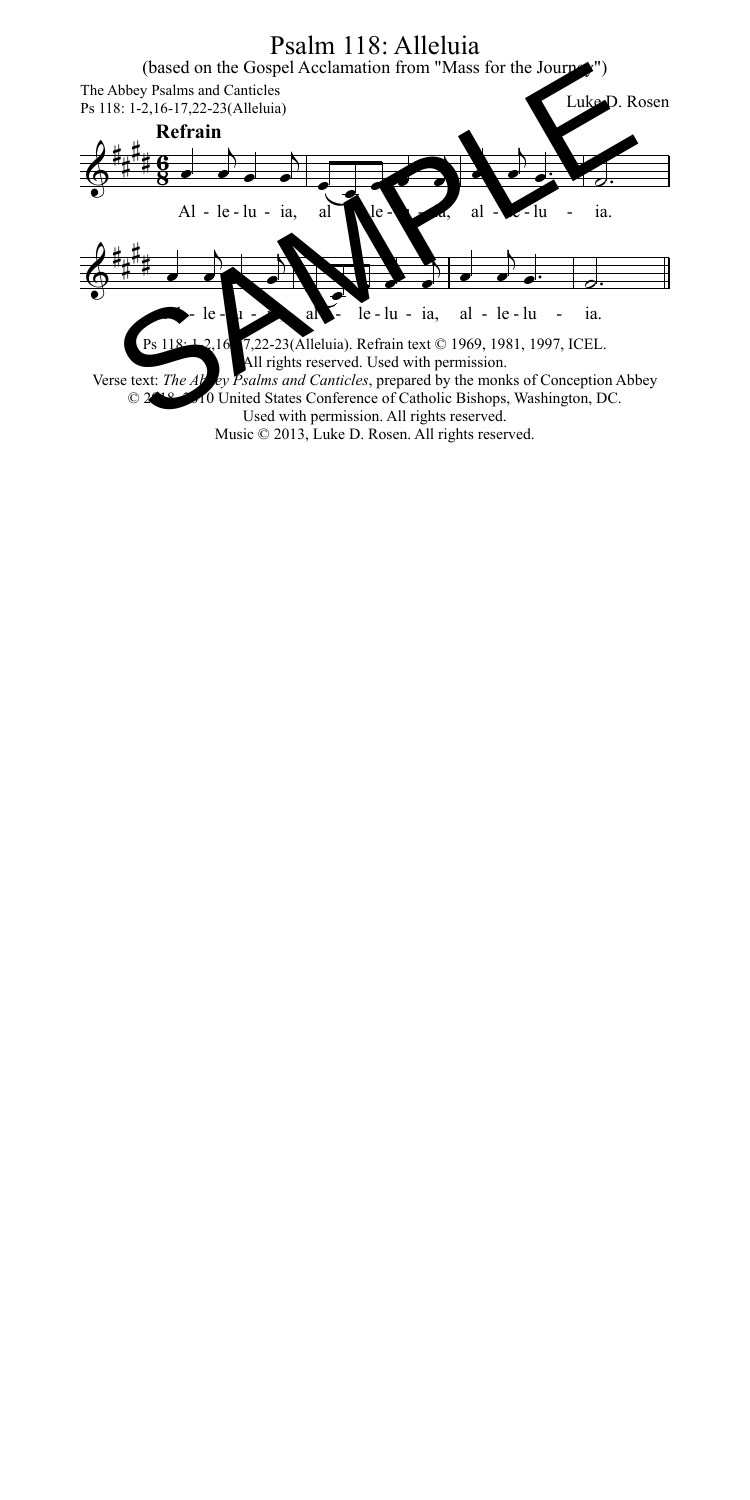# Psalm 118: Alleluia

(based on the Gospel Acclamation from "Mass for the Journey")

The Abbey Psalms and Canticles
Ps 118: 1-2,16-17,22-23(Alleluia)

Luke D. Rosen

**Refrain**

Al - le - lu - ia, al - le - lu - ia, al - le - lu - ia.

Al - le - lu - ia, al - le - lu - ia, al - le - lu - ia.

Ps 118: 1-2,16-17,22-23(Alleluia). Refrain text © 1969, 1981, 1997, ICEL. All rights reserved. Used with permission.
Verse text: *The Abbey Psalms and Canticles*, prepared by the monks of Conception Abbey © 2018, 2010 United States Conference of Catholic Bishops, Washington, DC. Used with permission. All rights reserved.
Music © 2013, Luke D. Rosen. All rights reserved.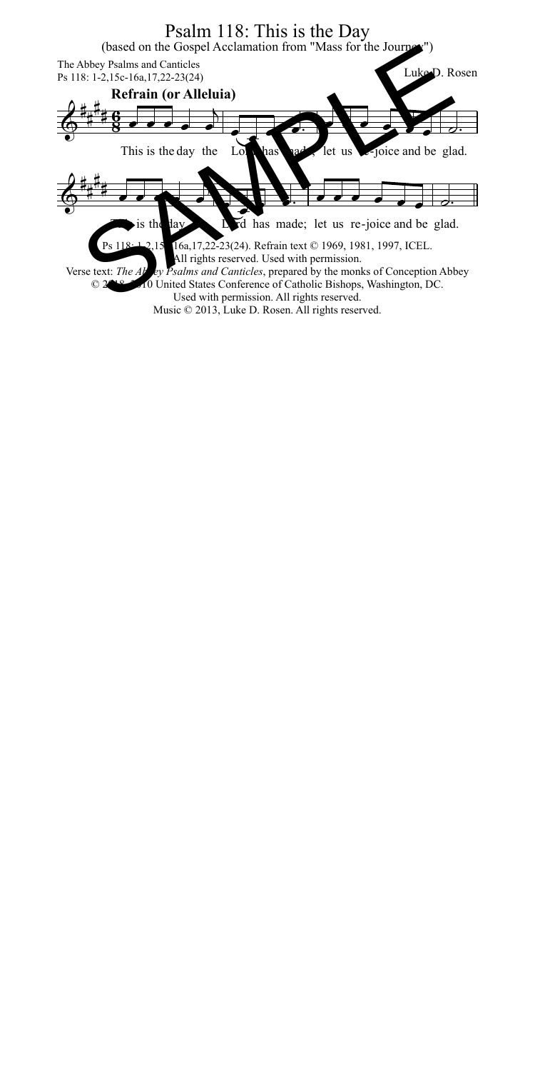# Psalm 118: This is the Day

(based on the Gospel Acclamation from "Mass for the Journey")

The Abbey Psalms and Canticles
Ps 118: 1-2,15c-16a,17,22-23(24)

Luke D. Rosen

**Refrain (or Alleluia)**

This is the day the Lord has made; let us re-joice and be glad.

This is the day the Lord has made; let us re-joice and be glad.

Ps 118: 1-2,15c-16a,17,22-23(24). Refrain text © 1969, 1981, 1997, ICEL.
All rights reserved. Used with permission.
Verse text: *The Abbey Psalms and Canticles*, prepared by the monks of Conception Abbey
© 2018, 2010 United States Conference of Catholic Bishops, Washington, DC.
Used with permission. All rights reserved.
Music © 2013, Luke D. Rosen. All rights reserved.